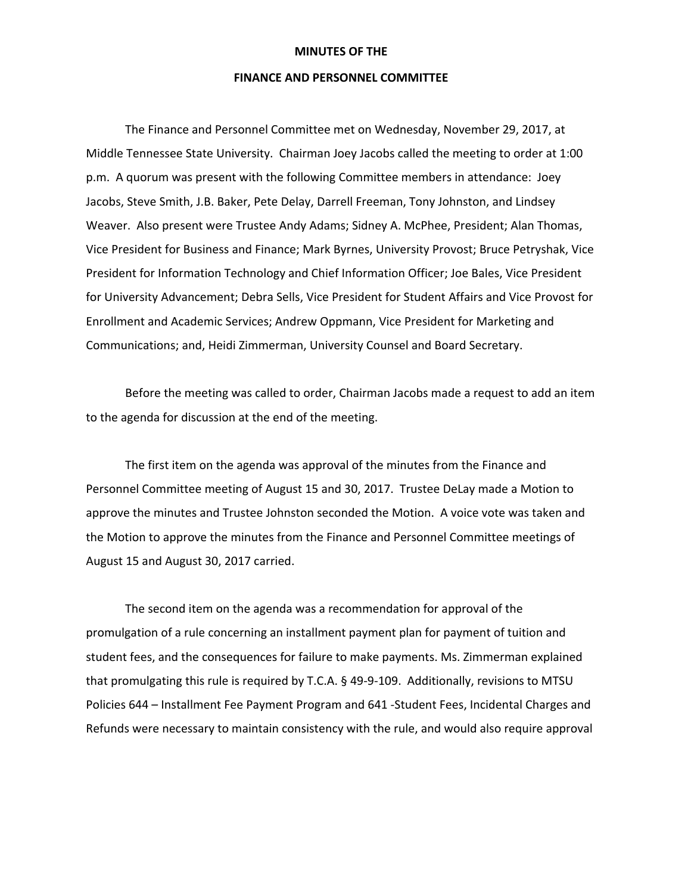# MINUTES OF THE

# FINANCE AND PERSONNEL COMMITTEE

The Finance and Personnel Committee met on Wednesday, November 29, 2017, at Middle Tennessee State University. Chairman Joey Jacobs called the meeting to order at 1:00 p.m. A quorum was present with the following Committee members in attendance: Joey Jacobs, Steve Smith, J.B. Baker, Pete Delay, Darrell Freeman, Tony Johnston, and Lindsey Weaver. Also present were Trustee Andy Adams; Sidney A. McPhee, President; Alan Thomas, Vice President for Business and Finance; Mark Byrnes, University Provost; Bruce Petryshak, Vice President for Information Technology and Chief Information Officer; Joe Bales, Vice President for University Advancement; Debra Sells, Vice President for Student Affairs and Vice Provost for Enrollment and Academic Services; Andrew Oppmann, Vice President for Marketing and Communications; and, Heidi Zimmerman, University Counsel and Board Secretary.

Before the meeting was called to order, Chairman Jacobs made a request to add an item to the agenda for discussion at the end of the meeting.

The first item on the agenda was approval of the minutes from the Finance and Personnel Committee meeting of August 15 and 30, 2017. Trustee DeLay made a Motion to approve the minutes and Trustee Johnston seconded the Motion. A voice vote was taken and the Motion to approve the minutes from the Finance and Personnel Committee meetings of August 15 and August 30, 2017 carried.

The second item on the agenda was a recommendation for approval of the promulgation of a rule concerning an installment payment plan for payment of tuition and student fees, and the consequences for failure to make payments. Ms. Zimmerman explained that promulgating this rule is required by T.C.A. § 49-9-109. Additionally, revisions to MTSU Policies 644 – Installment Fee Payment Program and 641 -Student Fees, Incidental Charges and Refunds were necessary to maintain consistency with the rule, and would also require approval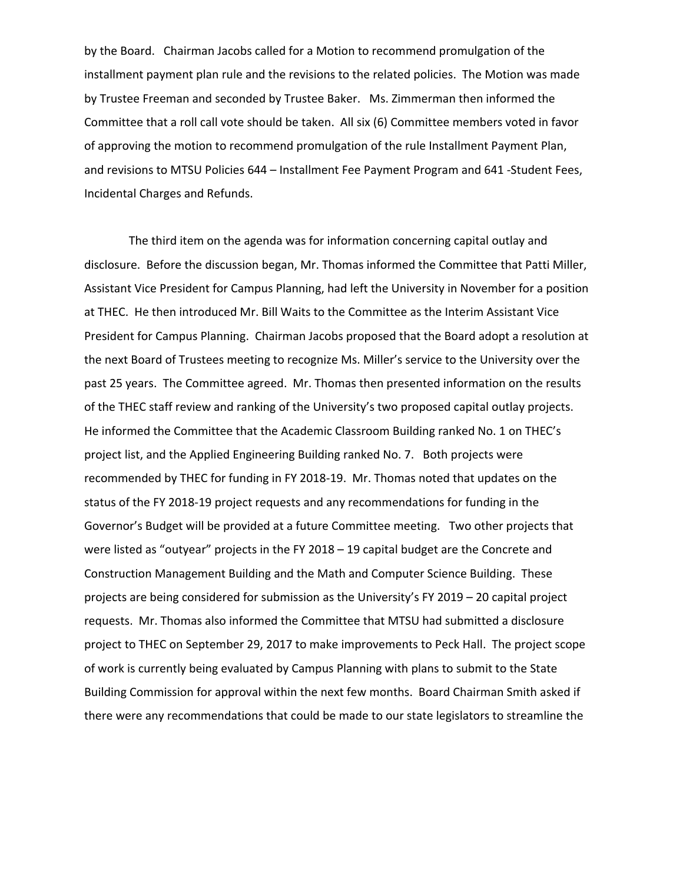by the Board. Chairman Jacobs called for a Motion to recommend promulgation of the installment payment plan rule and the revisions to the related policies. The Motion was made by Trustee Freeman and seconded by Trustee Baker. Ms. Zimmerman then informed the Committee that a roll call vote should be taken. All six (6) Committee members voted in favor of approving the motion to recommend promulgation of the rule Installment Payment Plan, and revisions to MTSU Policies 644 – Installment Fee Payment Program and 641 -Student Fees, Incidental Charges and Refunds.

The third item on the agenda was for information concerning capital outlay and disclosure. Before the discussion began, Mr. Thomas informed the Committee that Patti Miller, Assistant Vice President for Campus Planning, had left the University in November for a position at THEC. He then introduced Mr. Bill Waits to the Committee as the Interim Assistant Vice President for Campus Planning. Chairman Jacobs proposed that the Board adopt a resolution at the next Board of Trustees meeting to recognize Ms. Miller's service to the University over the past 25 years. The Committee agreed. Mr. Thomas then presented information on the results of the THEC staff review and ranking of the University's two proposed capital outlay projects. He informed the Committee that the Academic Classroom Building ranked No. 1 on THEC's project list, and the Applied Engineering Building ranked No. 7. Both projects were recommended by THEC for funding in FY 2018-19. Mr. Thomas noted that updates on the status of the FY 2018-19 project requests and any recommendations for funding in the Governor's Budget will be provided at a future Committee meeting. Two other projects that were listed as "outyear" projects in the FY 2018 – 19 capital budget are the Concrete and Construction Management Building and the Math and Computer Science Building. These projects are being considered for submission as the University's FY 2019 – 20 capital project requests. Mr. Thomas also informed the Committee that MTSU had submitted a disclosure project to THEC on September 29, 2017 to make improvements to Peck Hall. The project scope of work is currently being evaluated by Campus Planning with plans to submit to the State Building Commission for approval within the next few months. Board Chairman Smith asked if there were any recommendations that could be made to our state legislators to streamline the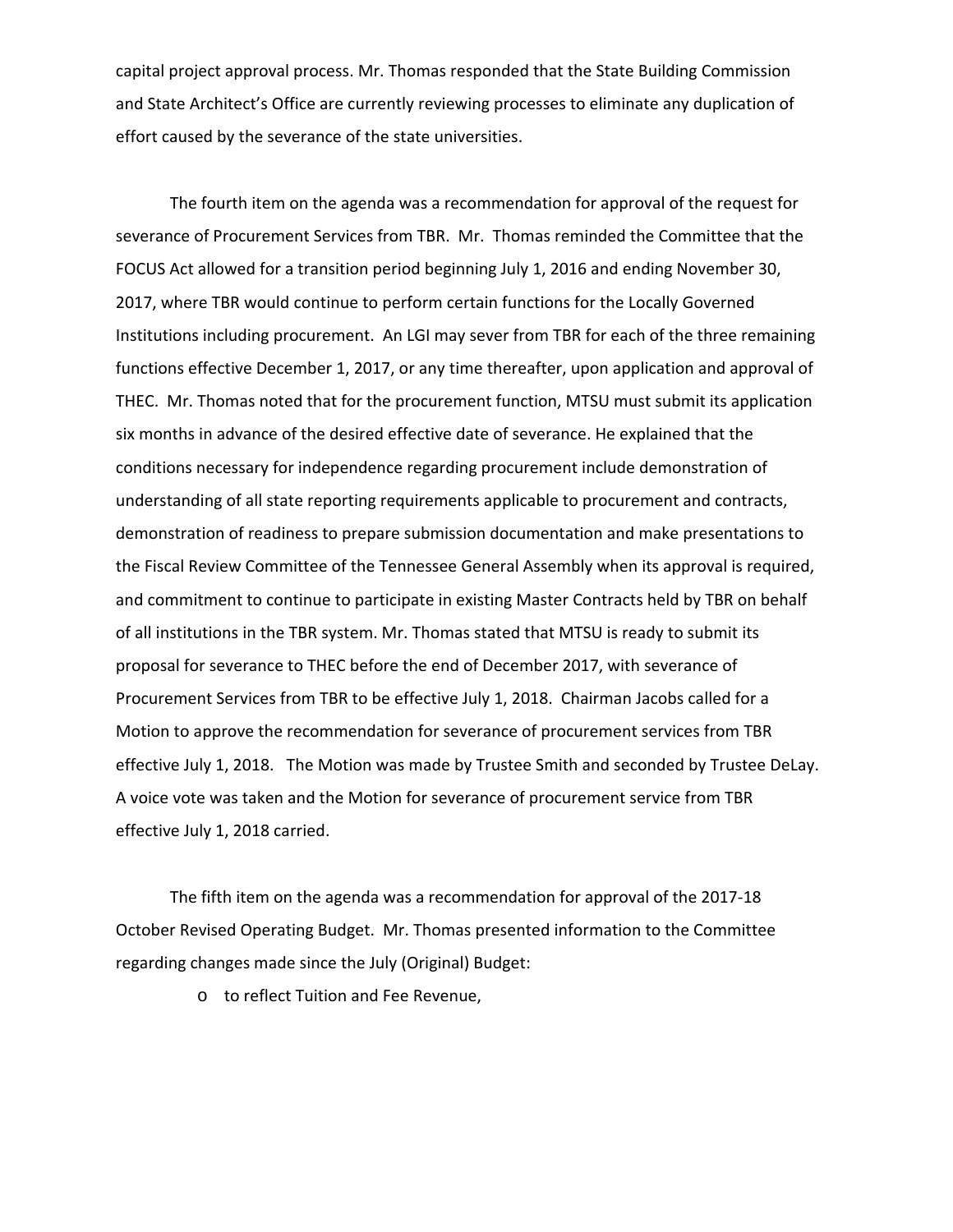capital project approval process. Mr. Thomas responded that the State Building Commission and State Architect's Office are currently reviewing processes to eliminate any duplication of effort caused by the severance of the state universities.

The fourth item on the agenda was a recommendation for approval of the request for severance of Procurement Services from TBR. Mr. Thomas reminded the Committee that the FOCUS Act allowed for a transition period beginning July 1, 2016 and ending November 30, 2017, where TBR would continue to perform certain functions for the Locally Governed Institutions including procurement. An LGI may sever from TBR for each of the three remaining functions effective December 1, 2017, or any time thereafter, upon application and approval of THEC. Mr. Thomas noted that for the procurement function, MTSU must submit its application six months in advance of the desired effective date of severance. He explained that the conditions necessary for independence regarding procurement include demonstration of understanding of all state reporting requirements applicable to procurement and contracts, demonstration of readiness to prepare submission documentation and make presentations to the Fiscal Review Committee of the Tennessee General Assembly when its approval is required, and commitment to continue to participate in existing Master Contracts held by TBR on behalf of all institutions in the TBR system. Mr. Thomas stated that MTSU is ready to submit its proposal for severance to THEC before the end of December 2017, with severance of Procurement Services from TBR to be effective July 1, 2018. Chairman Jacobs called for a Motion to approve the recommendation for severance of procurement services from TBR effective July 1, 2018. The Motion was made by Trustee Smith and seconded by Trustee DeLay. A voice vote was taken and the Motion for severance of procurement service from TBR effective July 1, 2018 carried.

The fifth item on the agenda was a recommendation for approval of the 2017-18 October Revised Operating Budget. Mr. Thomas presented information to the Committee regarding changes made since the July (Original) Budget:

- to reflect Tuition and Fee Revenue,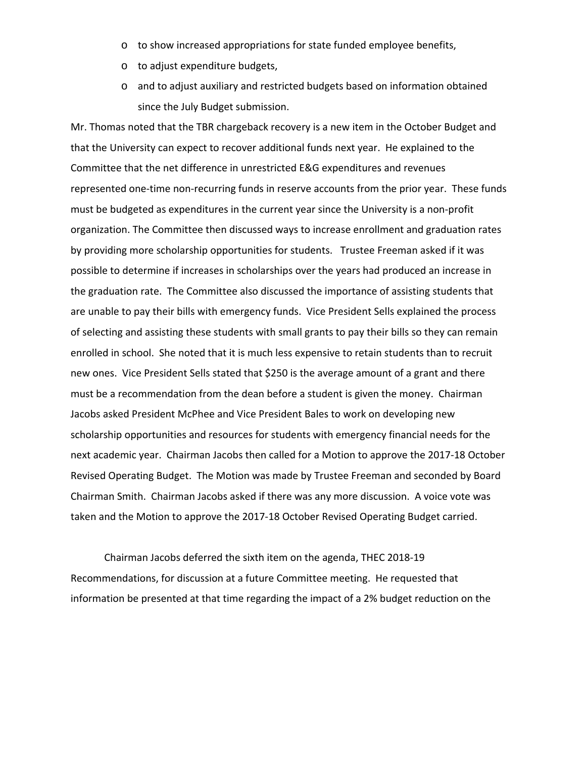- to show increased appropriations for state funded employee benefits,
- to adjust expenditure budgets,
- and to adjust auxiliary and restricted budgets based on information obtained since the July Budget submission.

Mr. Thomas noted that the TBR chargeback recovery is a new item in the October Budget and that the University can expect to recover additional funds next year. He explained to the Committee that the net difference in unrestricted E&G expenditures and revenues represented one-time non-recurring funds in reserve accounts from the prior year. These funds must be budgeted as expenditures in the current year since the University is a non-profit organization. The Committee then discussed ways to increase enrollment and graduation rates by providing more scholarship opportunities for students. Trustee Freeman asked if it was possible to determine if increases in scholarships over the years had produced an increase in the graduation rate. The Committee also discussed the importance of assisting students that are unable to pay their bills with emergency funds. Vice President Sells explained the process of selecting and assisting these students with small grants to pay their bills so they can remain enrolled in school. She noted that it is much less expensive to retain students than to recruit new ones. Vice President Sells stated that $250 is the average amount of a grant and there must be a recommendation from the dean before a student is given the money. Chairman Jacobs asked President McPhee and Vice President Bales to work on developing new scholarship opportunities and resources for students with emergency financial needs for the next academic year. Chairman Jacobs then called for a Motion to approve the 2017-18 October Revised Operating Budget. The Motion was made by Trustee Freeman and seconded by Board Chairman Smith. Chairman Jacobs asked if there was any more discussion. A voice vote was taken and the Motion to approve the 2017-18 October Revised Operating Budget carried.

Chairman Jacobs deferred the sixth item on the agenda, THEC 2018-19 Recommendations, for discussion at a future Committee meeting. He requested that information be presented at that time regarding the impact of a 2% budget reduction on the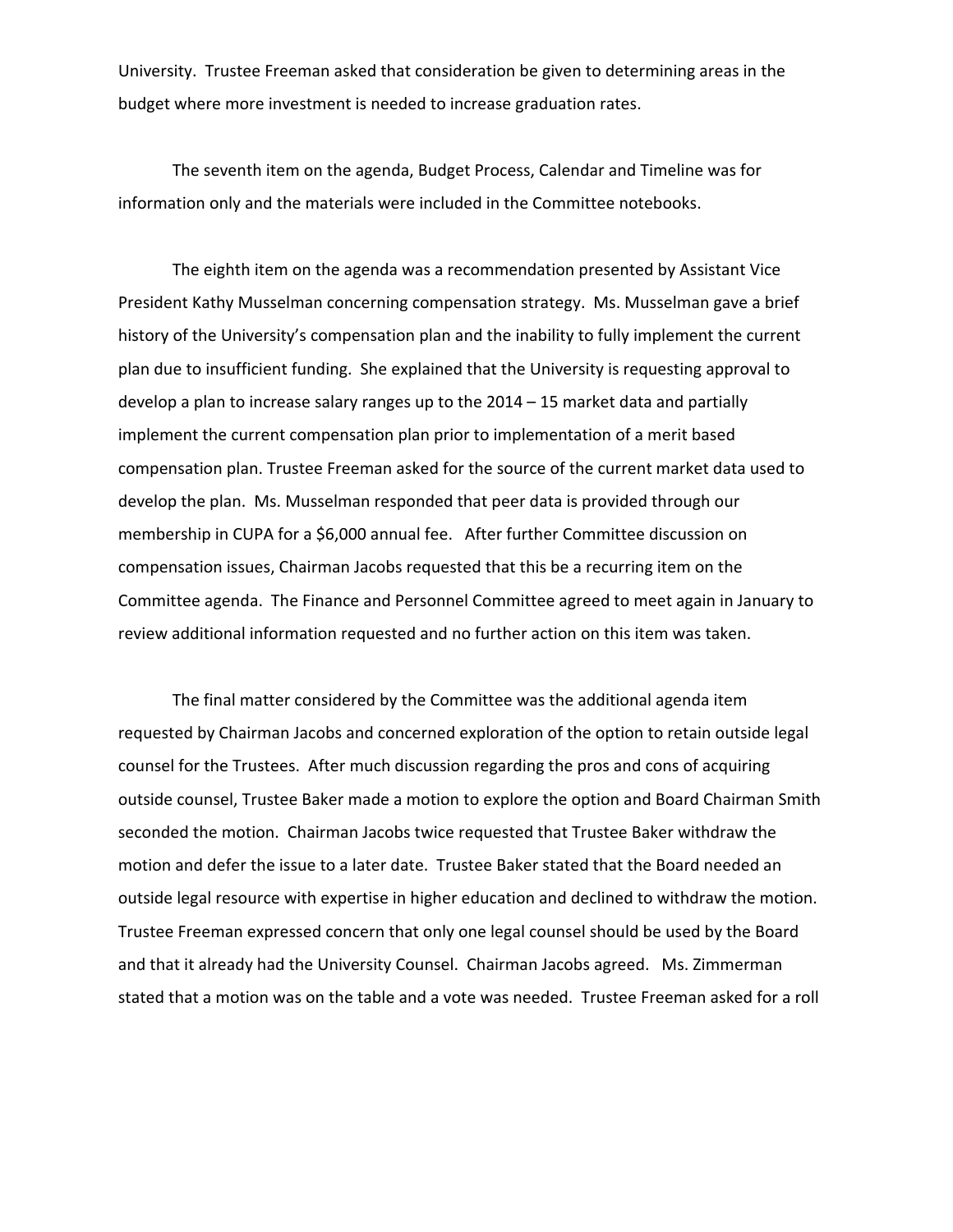University. Trustee Freeman asked that consideration be given to determining areas in the budget where more investment is needed to increase graduation rates.

The seventh item on the agenda, Budget Process, Calendar and Timeline was for information only and the materials were included in the Committee notebooks.

The eighth item on the agenda was a recommendation presented by Assistant Vice President Kathy Musselman concerning compensation strategy. Ms. Musselman gave a brief history of the University's compensation plan and the inability to fully implement the current plan due to insufficient funding. She explained that the University is requesting approval to develop a plan to increase salary ranges up to the 2014 – 15 market data and partially implement the current compensation plan prior to implementation of a merit based compensation plan. Trustee Freeman asked for the source of the current market data used to develop the plan. Ms. Musselman responded that peer data is provided through our membership in CUPA for a $6,000 annual fee. After further Committee discussion on compensation issues, Chairman Jacobs requested that this be a recurring item on the Committee agenda. The Finance and Personnel Committee agreed to meet again in January to review additional information requested and no further action on this item was taken.

The final matter considered by the Committee was the additional agenda item requested by Chairman Jacobs and concerned exploration of the option to retain outside legal counsel for the Trustees. After much discussion regarding the pros and cons of acquiring outside counsel, Trustee Baker made a motion to explore the option and Board Chairman Smith seconded the motion. Chairman Jacobs twice requested that Trustee Baker withdraw the motion and defer the issue to a later date. Trustee Baker stated that the Board needed an outside legal resource with expertise in higher education and declined to withdraw the motion. Trustee Freeman expressed concern that only one legal counsel should be used by the Board and that it already had the University Counsel. Chairman Jacobs agreed. Ms. Zimmerman stated that a motion was on the table and a vote was needed. Trustee Freeman asked for a roll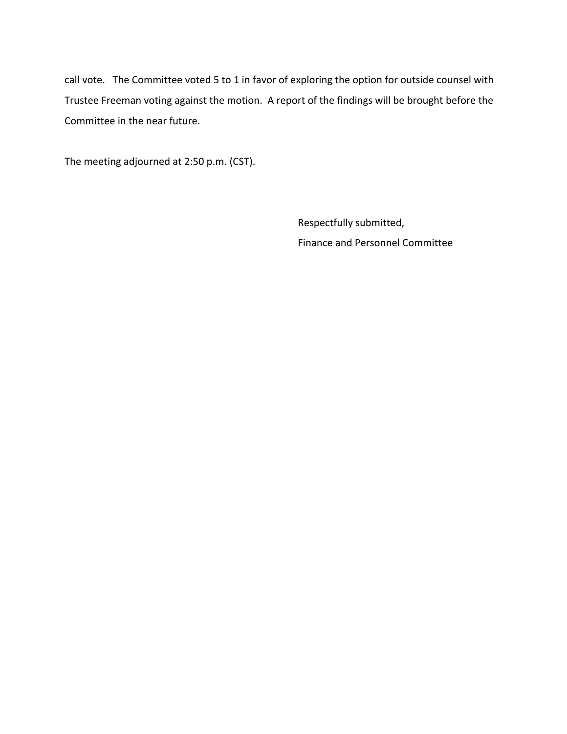call vote. The Committee voted 5 to 1 in favor of exploring the option for outside counsel with Trustee Freeman voting against the motion. A report of the findings will be brought before the Committee in the near future.

The meeting adjourned at 2:50 p.m. (CST).

Respectfully submitted,
Finance and Personnel Committee